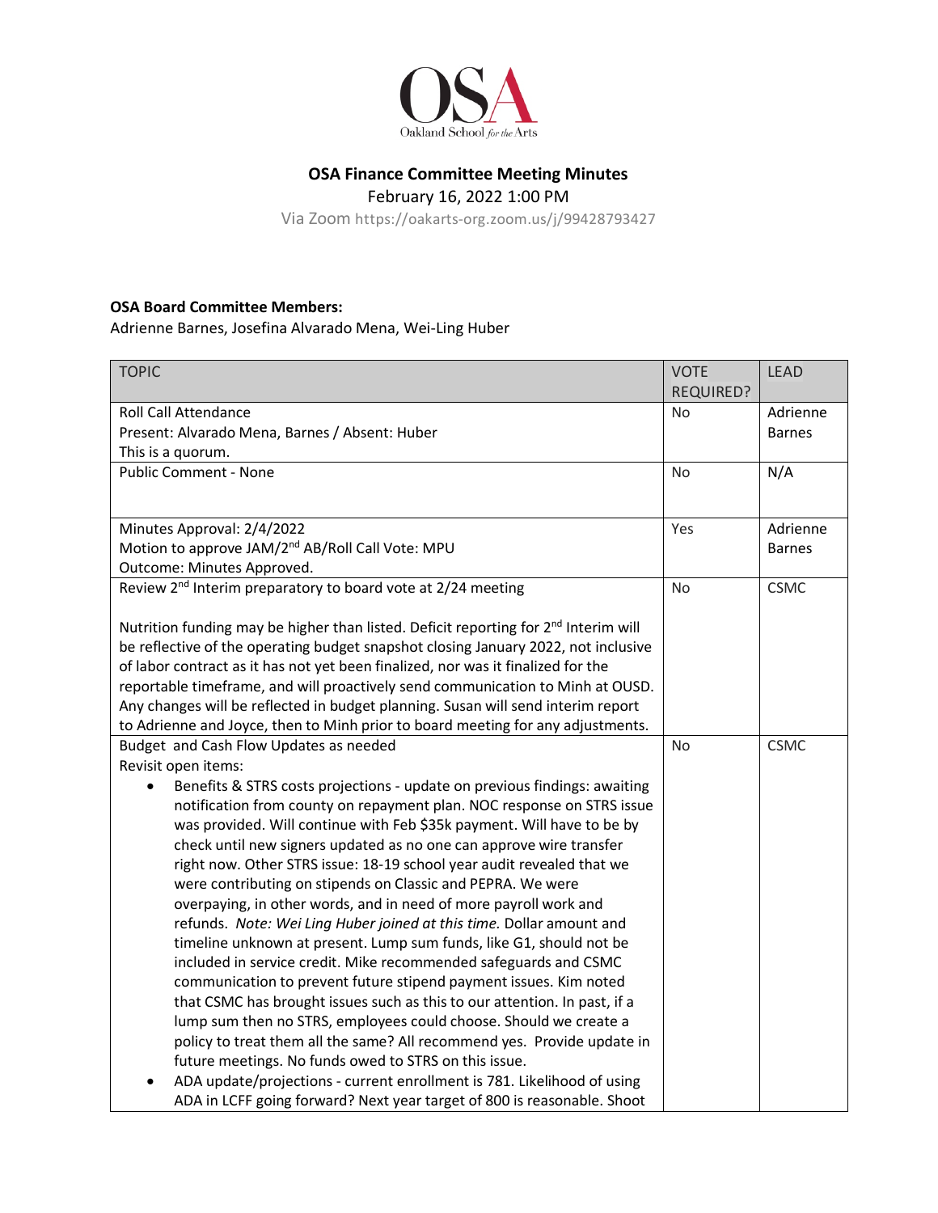OSA Oakland School for the Arts

# OSA Finance Committee Meeting Minutes

February 16, 2022 1:00 PM

Via Zoom https://oakarts-org.zoom.us/j/99428793427

**OSA Board Committee Members:**
Adrienne Barnes, Josefina Alvarado Mena, Wei-Ling Huber

| TOPIC | VOTE REQUIRED? | LEAD |
|---|---|---|
| Roll Call Attendance<br>Present: Alvarado Mena, Barnes / Absent: Huber<br>This is a quorum. | No | Adrienne Barnes |
| Public Comment - None | No | N/A |
| Minutes Approval: 2/4/2022<br>Motion to approve JAM/2nd AB/Roll Call Vote: MPU<br>Outcome: Minutes Approved. | Yes | Adrienne Barnes |
| Review 2nd Interim preparatory to board vote at 2/24 meeting<br><br>Nutrition funding may be higher than listed. Deficit reporting for 2nd Interim will be reflective of the operating budget snapshot closing January 2022, not inclusive of labor contract as it has not yet been finalized, nor was it finalized for the reportable timeframe, and will proactively send communication to Minh at OUSD. Any changes will be reflected in budget planning. Susan will send interim report to Adrienne and Joyce, then to Minh prior to board meeting for any adjustments. | No | CSMC |
| Budget and Cash Flow Updates as needed<br>Revisit open items:<br>• Benefits & STRS costs projections - update on previous findings: awaiting notification from county on repayment plan. NOC response on STRS issue was provided. Will continue with Feb $35k payment. Will have to be by check until new signers updated as no one can approve wire transfer right now. Other STRS issue: 18-19 school year audit revealed that we were contributing on stipends on Classic and PEPRA. We were overpaying, in other words, and in need of more payroll work and refunds. *Note: Wei Ling Huber joined at this time.* Dollar amount and timeline unknown at present. Lump sum funds, like G1, should not be included in service credit. Mike recommended safeguards and CSMC communication to prevent future stipend payment issues. Kim noted that CSMC has brought issues such as this to our attention. In past, if a lump sum then no STRS, employees could choose. Should we create a policy to treat them all the same? All recommend yes. Provide update in future meetings. No funds owed to STRS on this issue.<br>• ADA update/projections - current enrollment is 781. Likelihood of using ADA in LCFF going forward? Next year target of 800 is reasonable. Shoot | No | CSMC |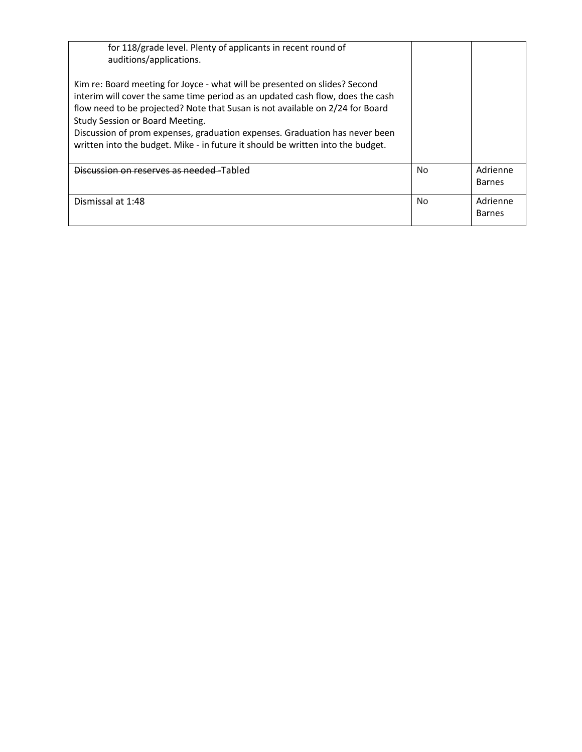| | | |
|---|---|---|
| for 118/grade level. Plenty of applicants in recent round of auditions/applications.<br><br>Kim re: Board meeting for Joyce - what will be presented on slides? Second interim will cover the same time period as an updated cash flow, does the cash flow need to be projected? Note that Susan is not available on 2/24 for Board Study Session or Board Meeting.<br>Discussion of prom expenses, graduation expenses. Graduation has never been written into the budget. Mike - in future it should be written into the budget. | | |
| ~~Discussion on reserves as needed~~ -Tabled | No | Adrienne Barnes |
| Dismissal at 1:48 | No | Adrienne Barnes |